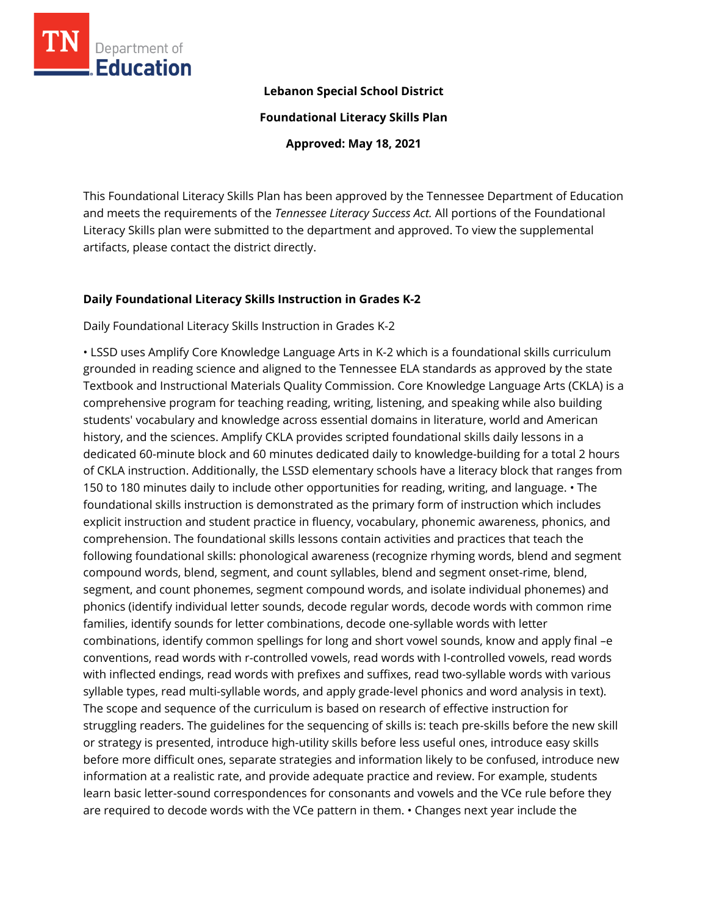**Lebanon Special School District**

**Foundational Literacy Skills Plan**

**Approved: May 18, 2021**

This Foundational Literacy Skills Plan has been approved by the Tennessee Department of Education and meets the requirements of the *Tennessee Literacy Success Act.* All portions of the Foundational Literacy Skills plan were submitted to the department and approved. To view the supplemental artifacts, please contact the district directly.

## Daily Foundational Literacy Skills Instruction in Grades K-2

Daily Foundational Literacy Skills Instruction in Grades K-2

• LSSD uses Amplify Core Knowledge Language Arts in K-2 which is a foundational skills curriculum grounded in reading science and aligned to the Tennessee ELA standards as approved by the state Textbook and Instructional Materials Quality Commission. Core Knowledge Language Arts (CKLA) is a comprehensive program for teaching reading, writing, listening, and speaking while also building students' vocabulary and knowledge across essential domains in literature, world and American history, and the sciences. Amplify CKLA provides scripted foundational skills daily lessons in a dedicated 60-minute block and 60 minutes dedicated daily to knowledge-building for a total 2 hours of CKLA instruction. Additionally, the LSSD elementary schools have a literacy block that ranges from 150 to 180 minutes daily to include other opportunities for reading, writing, and language. • The foundational skills instruction is demonstrated as the primary form of instruction which includes explicit instruction and student practice in fluency, vocabulary, phonemic awareness, phonics, and comprehension. The foundational skills lessons contain activities and practices that teach the following foundational skills: phonological awareness (recognize rhyming words, blend and segment compound words, blend, segment, and count syllables, blend and segment onset-rime, blend, segment, and count phonemes, segment compound words, and isolate individual phonemes) and phonics (identify individual letter sounds, decode regular words, decode words with common rime families, identify sounds for letter combinations, decode one-syllable words with letter combinations, identify common spellings for long and short vowel sounds, know and apply final –e conventions, read words with r-controlled vowels, read words with I-controlled vowels, read words with inflected endings, read words with prefixes and suffixes, read two-syllable words with various syllable types, read multi-syllable words, and apply grade-level phonics and word analysis in text). The scope and sequence of the curriculum is based on research of effective instruction for struggling readers. The guidelines for the sequencing of skills is: teach pre-skills before the new skill or strategy is presented, introduce high-utility skills before less useful ones, introduce easy skills before more difficult ones, separate strategies and information likely to be confused, introduce new information at a realistic rate, and provide adequate practice and review. For example, students learn basic letter-sound correspondences for consonants and vowels and the VCe rule before they are required to decode words with the VCe pattern in them. • Changes next year include the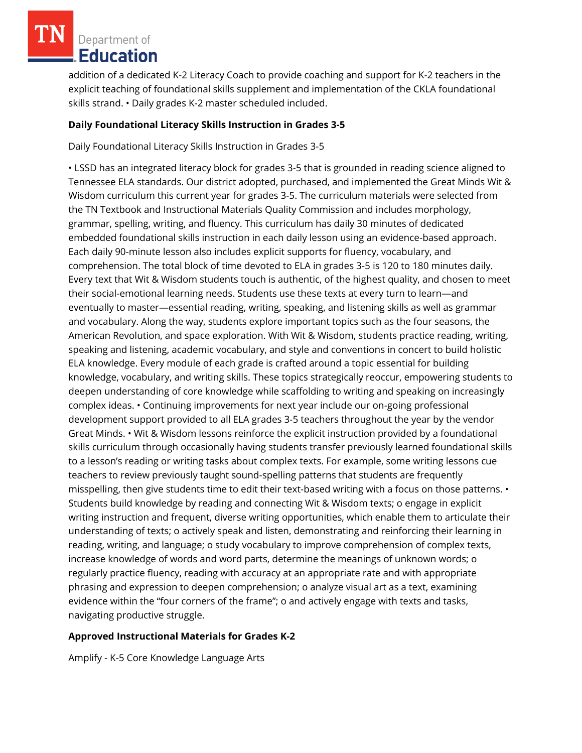addition of a dedicated K-2 Literacy Coach to provide coaching and support for K-2 teachers in the explicit teaching of foundational skills supplement and implementation of the CKLA foundational skills strand. • Daily grades K-2 master scheduled included.

**Daily Foundational Literacy Skills Instruction in Grades 3-5**

Daily Foundational Literacy Skills Instruction in Grades 3-5

• LSSD has an integrated literacy block for grades 3-5 that is grounded in reading science aligned to Tennessee ELA standards. Our district adopted, purchased, and implemented the Great Minds Wit & Wisdom curriculum this current year for grades 3-5. The curriculum materials were selected from the TN Textbook and Instructional Materials Quality Commission and includes morphology, grammar, spelling, writing, and fluency. This curriculum has daily 30 minutes of dedicated embedded foundational skills instruction in each daily lesson using an evidence-based approach. Each daily 90-minute lesson also includes explicit supports for fluency, vocabulary, and comprehension. The total block of time devoted to ELA in grades 3-5 is 120 to 180 minutes daily. Every text that Wit & Wisdom students touch is authentic, of the highest quality, and chosen to meet their social-emotional learning needs. Students use these texts at every turn to learn—and eventually to master—essential reading, writing, speaking, and listening skills as well as grammar and vocabulary. Along the way, students explore important topics such as the four seasons, the American Revolution, and space exploration. With Wit & Wisdom, students practice reading, writing, speaking and listening, academic vocabulary, and style and conventions in concert to build holistic ELA knowledge. Every module of each grade is crafted around a topic essential for building knowledge, vocabulary, and writing skills. These topics strategically reoccur, empowering students to deepen understanding of core knowledge while scaffolding to writing and speaking on increasingly complex ideas. • Continuing improvements for next year include our on-going professional development support provided to all ELA grades 3-5 teachers throughout the year by the vendor Great Minds. • Wit & Wisdom lessons reinforce the explicit instruction provided by a foundational skills curriculum through occasionally having students transfer previously learned foundational skills to a lesson's reading or writing tasks about complex texts. For example, some writing lessons cue teachers to review previously taught sound-spelling patterns that students are frequently misspelling, then give students time to edit their text-based writing with a focus on those patterns. • Students build knowledge by reading and connecting Wit & Wisdom texts; o engage in explicit writing instruction and frequent, diverse writing opportunities, which enable them to articulate their understanding of texts; o actively speak and listen, demonstrating and reinforcing their learning in reading, writing, and language; o study vocabulary to improve comprehension of complex texts, increase knowledge of words and word parts, determine the meanings of unknown words; o regularly practice fluency, reading with accuracy at an appropriate rate and with appropriate phrasing and expression to deepen comprehension; o analyze visual art as a text, examining evidence within the "four corners of the frame"; o and actively engage with texts and tasks, navigating productive struggle.

**Approved Instructional Materials for Grades K-2**

Amplify - K-5 Core Knowledge Language Arts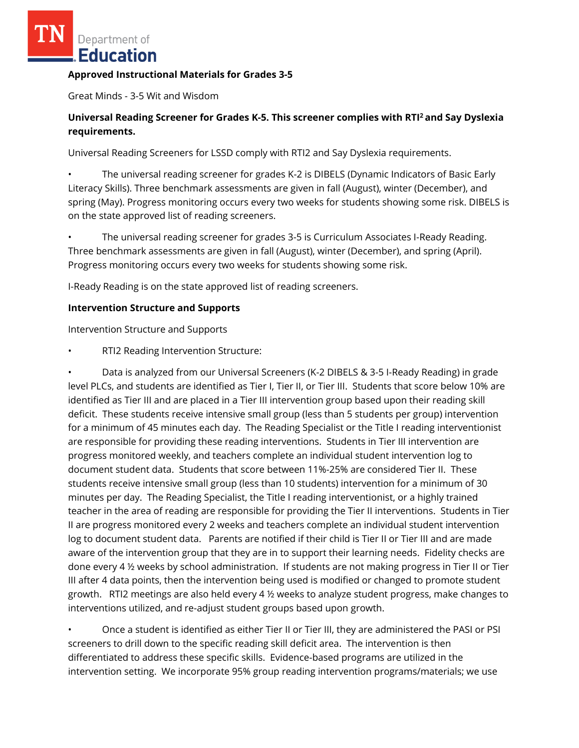**Approved Instructional Materials for Grades 3-5**

Great Minds - 3-5 Wit and Wisdom

**Universal Reading Screener for Grades K-5. This screener complies with RTI[2] and Say Dyslexia requirements.**

Universal Reading Screeners for LSSD comply with RTI2 and Say Dyslexia requirements.

- The universal reading screener for grades K-2 is DIBELS (Dynamic Indicators of Basic Early Literacy Skills). Three benchmark assessments are given in fall (August), winter (December), and spring (May). Progress monitoring occurs every two weeks for students showing some risk. DIBELS is on the state approved list of reading screeners.

- The universal reading screener for grades 3-5 is Curriculum Associates I-Ready Reading. Three benchmark assessments are given in fall (August), winter (December), and spring (April). Progress monitoring occurs every two weeks for students showing some risk.

I-Ready Reading is on the state approved list of reading screeners.

**Intervention Structure and Supports**

Intervention Structure and Supports

- RTI2 Reading Intervention Structure:

- Data is analyzed from our Universal Screeners (K-2 DIBELS & 3-5 I-Ready Reading) in grade level PLCs, and students are identified as Tier I, Tier II, or Tier III. Students that score below 10% are identified as Tier III and are placed in a Tier III intervention group based upon their reading skill deficit. These students receive intensive small group (less than 5 students per group) intervention for a minimum of 45 minutes each day. The Reading Specialist or the Title I reading interventionist are responsible for providing these reading interventions. Students in Tier III intervention are progress monitored weekly, and teachers complete an individual student intervention log to document student data. Students that score between 11%-25% are considered Tier II. These students receive intensive small group (less than 10 students) intervention for a minimum of 30 minutes per day. The Reading Specialist, the Title I reading interventionist, or a highly trained teacher in the area of reading are responsible for providing the Tier II interventions. Students in Tier II are progress monitored every 2 weeks and teachers complete an individual student intervention log to document student data. Parents are notified if their child is Tier II or Tier III and are made aware of the intervention group that they are in to support their learning needs. Fidelity checks are done every 4 ½ weeks by school administration. If students are not making progress in Tier II or Tier III after 4 data points, then the intervention being used is modified or changed to promote student growth. RTI2 meetings are also held every 4 ½ weeks to analyze student progress, make changes to interventions utilized, and re-adjust student groups based upon growth.

- Once a student is identified as either Tier II or Tier III, they are administered the PASI or PSI screeners to drill down to the specific reading skill deficit area. The intervention is then differentiated to address these specific skills. Evidence-based programs are utilized in the intervention setting. We incorporate 95% group reading intervention programs/materials; we use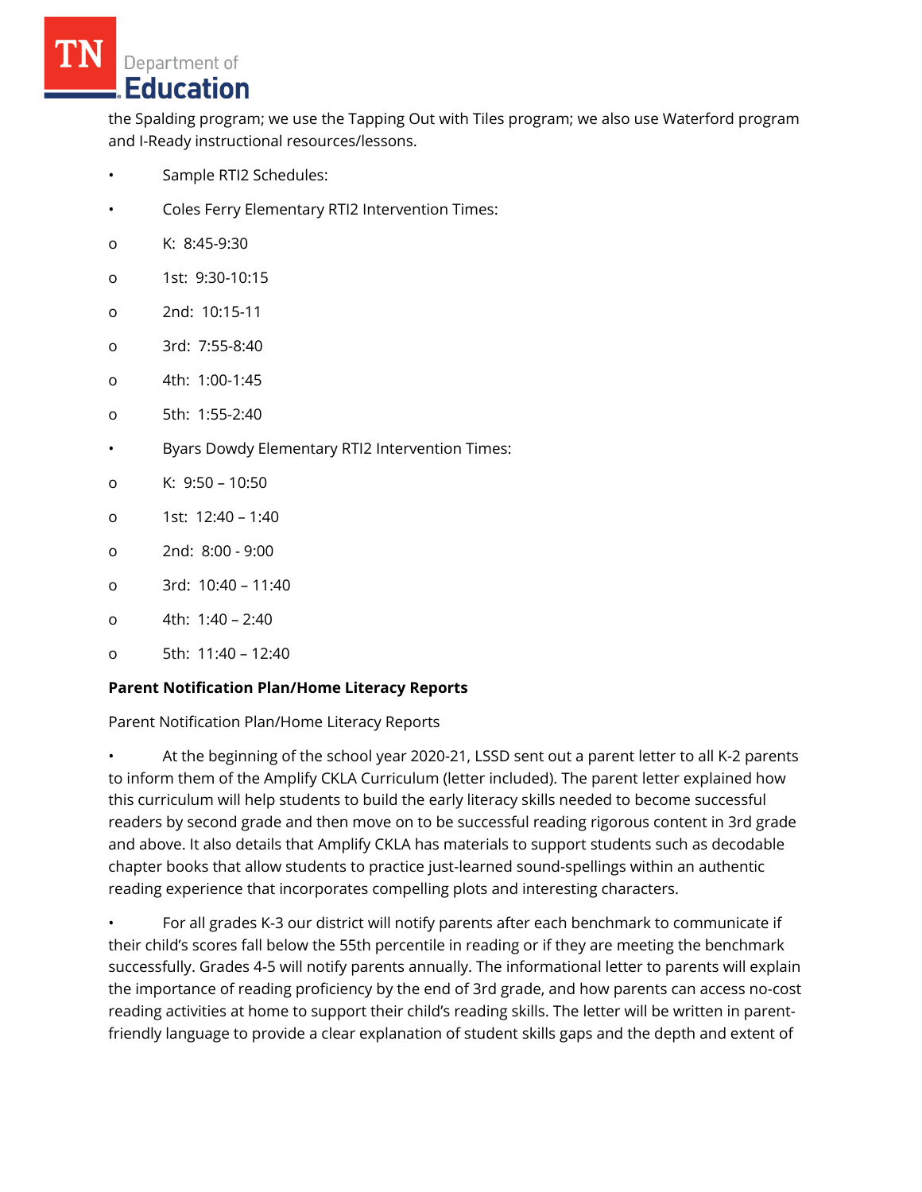the Spalding program; we use the Tapping Out with Tiles program; we also use Waterford program and I-Ready instructional resources/lessons.

- Sample RTI2 Schedules:
- Coles Ferry Elementary RTI2 Intervention Times:
  - K: 8:45-9:30
  - 1st: 9:30-10:15
  - 2nd: 10:15-11
  - 3rd: 7:55-8:40
  - 4th: 1:00-1:45
  - 5th: 1:55-2:40
- Byars Dowdy Elementary RTI2 Intervention Times:
  - K: 9:50 – 10:50
  - 1st: 12:40 – 1:40
  - 2nd: 8:00 - 9:00
  - 3rd: 10:40 – 11:40
  - 4th: 1:40 – 2:40
  - 5th: 11:40 – 12:40

**Parent Notification Plan/Home Literacy Reports**

Parent Notification Plan/Home Literacy Reports

- At the beginning of the school year 2020-21, LSSD sent out a parent letter to all K-2 parents to inform them of the Amplify CKLA Curriculum (letter included). The parent letter explained how this curriculum will help students to build the early literacy skills needed to become successful readers by second grade and then move on to be successful reading rigorous content in 3rd grade and above. It also details that Amplify CKLA has materials to support students such as decodable chapter books that allow students to practice just-learned sound-spellings within an authentic reading experience that incorporates compelling plots and interesting characters.
- For all grades K-3 our district will notify parents after each benchmark to communicate if their child's scores fall below the 55th percentile in reading or if they are meeting the benchmark successfully. Grades 4-5 will notify parents annually. The informational letter to parents will explain the importance of reading proficiency by the end of 3rd grade, and how parents can access no-cost reading activities at home to support their child's reading skills. The letter will be written in parent-friendly language to provide a clear explanation of student skills gaps and the depth and extent of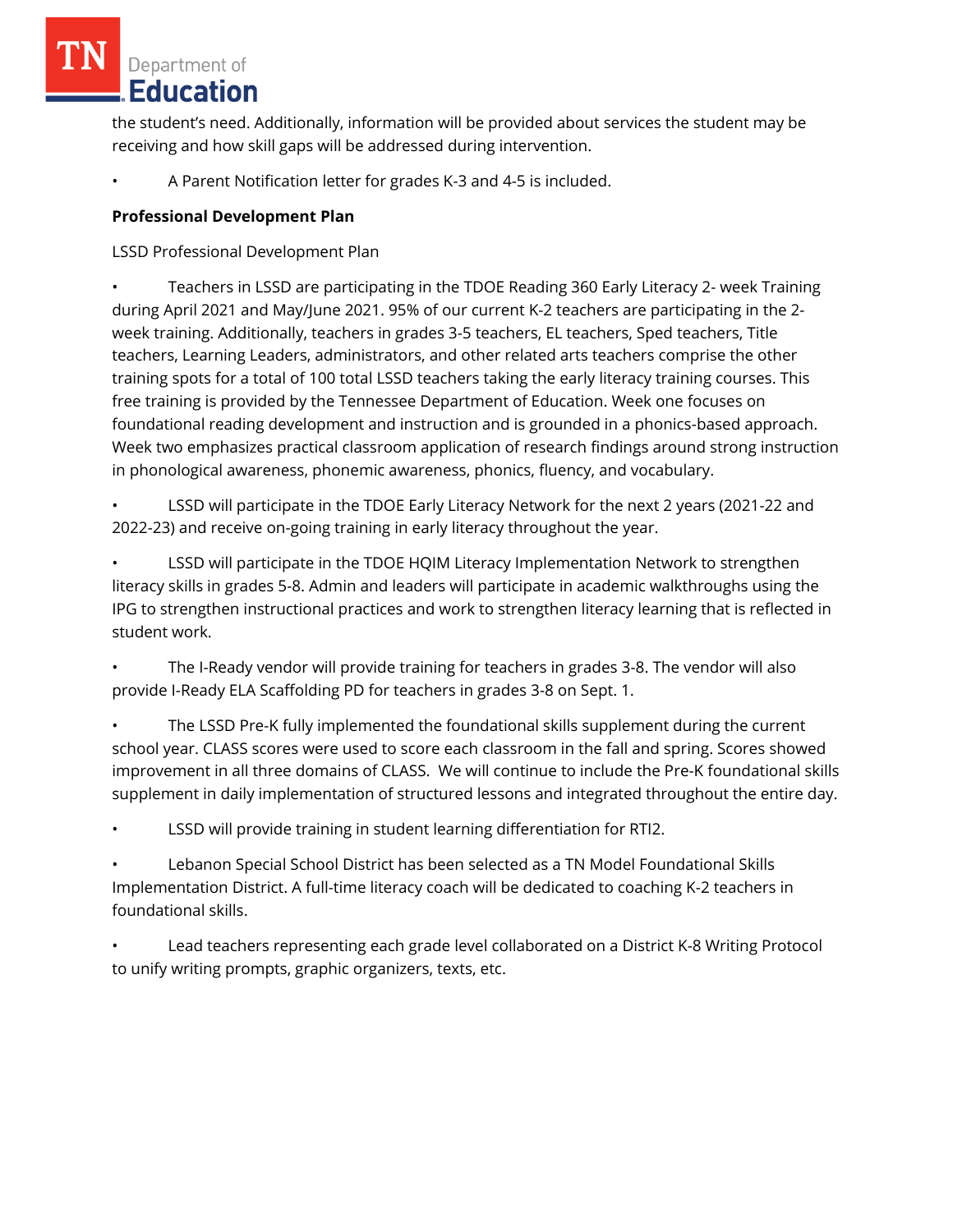the student's need. Additionally, information will be provided about services the student may be receiving and how skill gaps will be addressed during intervention.

- A Parent Notification letter for grades K-3 and 4-5 is included.

**Professional Development Plan**

LSSD Professional Development Plan

- Teachers in LSSD are participating in the TDOE Reading 360 Early Literacy 2- week Training during April 2021 and May/June 2021. 95% of our current K-2 teachers are participating in the 2-week training. Additionally, teachers in grades 3-5 teachers, EL teachers, Sped teachers, Title teachers, Learning Leaders, administrators, and other related arts teachers comprise the other training spots for a total of 100 total LSSD teachers taking the early literacy training courses. This free training is provided by the Tennessee Department of Education. Week one focuses on foundational reading development and instruction and is grounded in a phonics-based approach. Week two emphasizes practical classroom application of research findings around strong instruction in phonological awareness, phonemic awareness, phonics, fluency, and vocabulary.

- LSSD will participate in the TDOE Early Literacy Network for the next 2 years (2021-22 and 2022-23) and receive on-going training in early literacy throughout the year.

- LSSD will participate in the TDOE HQIM Literacy Implementation Network to strengthen literacy skills in grades 5-8. Admin and leaders will participate in academic walkthroughs using the IPG to strengthen instructional practices and work to strengthen literacy learning that is reflected in student work.

- The I-Ready vendor will provide training for teachers in grades 3-8. The vendor will also provide I-Ready ELA Scaffolding PD for teachers in grades 3-8 on Sept. 1.

- The LSSD Pre-K fully implemented the foundational skills supplement during the current school year. CLASS scores were used to score each classroom in the fall and spring. Scores showed improvement in all three domains of CLASS. We will continue to include the Pre-K foundational skills supplement in daily implementation of structured lessons and integrated throughout the entire day.

- LSSD will provide training in student learning differentiation for RTI2.

- Lebanon Special School District has been selected as a TN Model Foundational Skills Implementation District. A full-time literacy coach will be dedicated to coaching K-2 teachers in foundational skills.

- Lead teachers representing each grade level collaborated on a District K-8 Writing Protocol to unify writing prompts, graphic organizers, texts, etc.